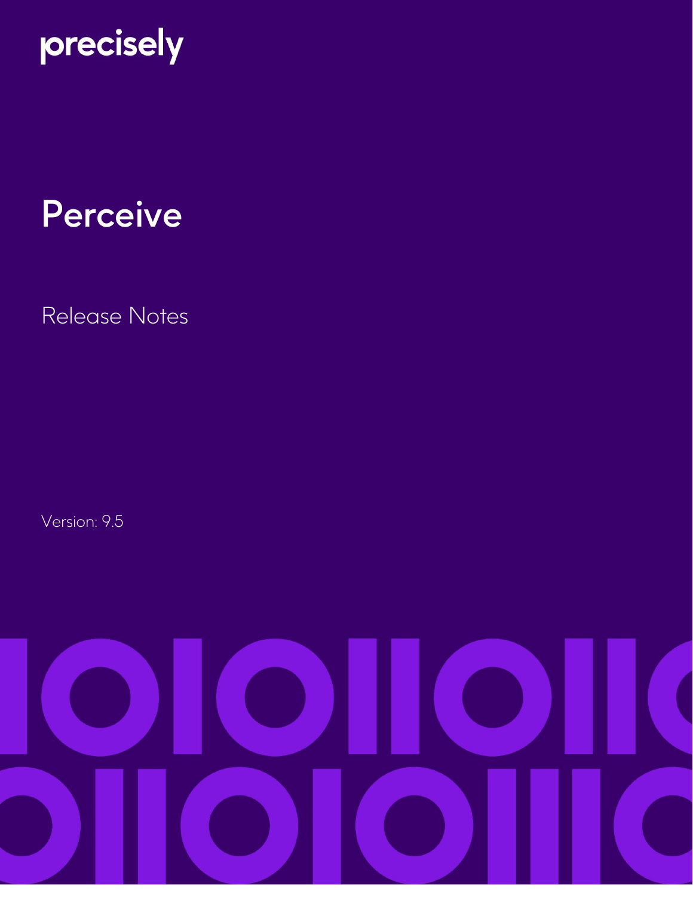precisely

# Perceive

Release Notes

Version: 9.5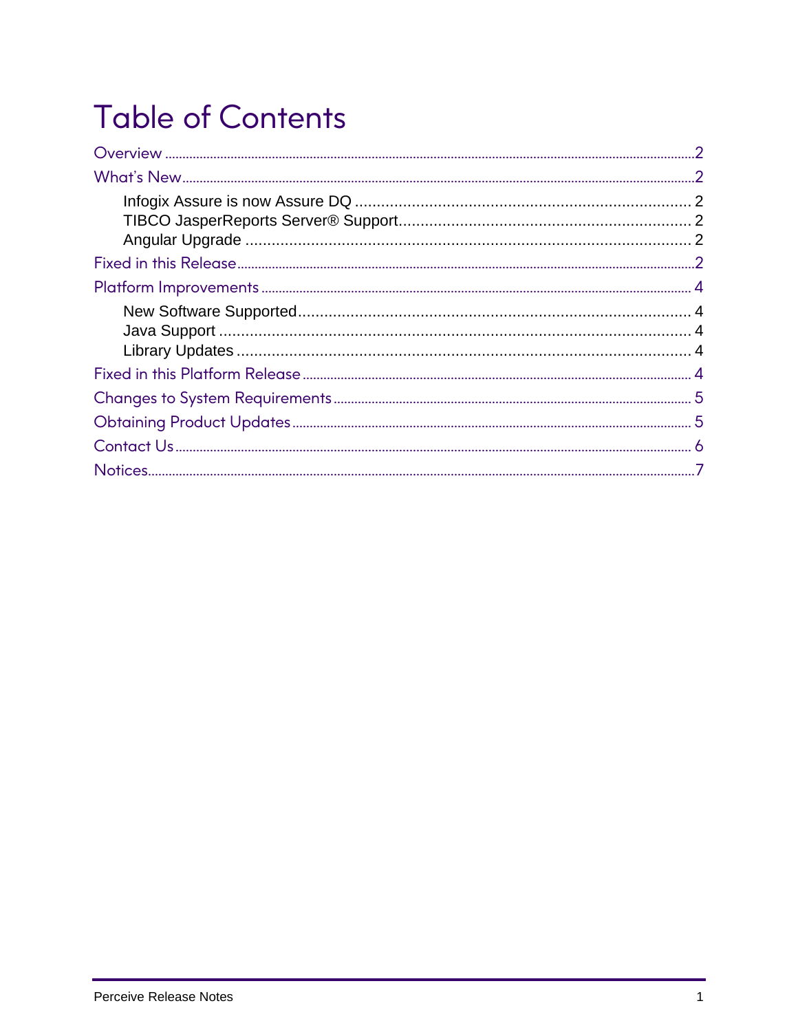# Table of Contents

Overview ..... 2

What's New ..... 2

- Infogix Assure is now Assure DQ ..... 2
- TIBCO JasperReports Server® Support ..... 2
- Angular Upgrade ..... 2

Fixed in this Release ..... 2

Platform Improvements ..... 4

- New Software Supported ..... 4
- Java Support ..... 4
- Library Updates ..... 4

Fixed in this Platform Release ..... 4

Changes to System Requirements ..... 5

Obtaining Product Updates ..... 5

Contact Us ..... 6

Notices ..... 7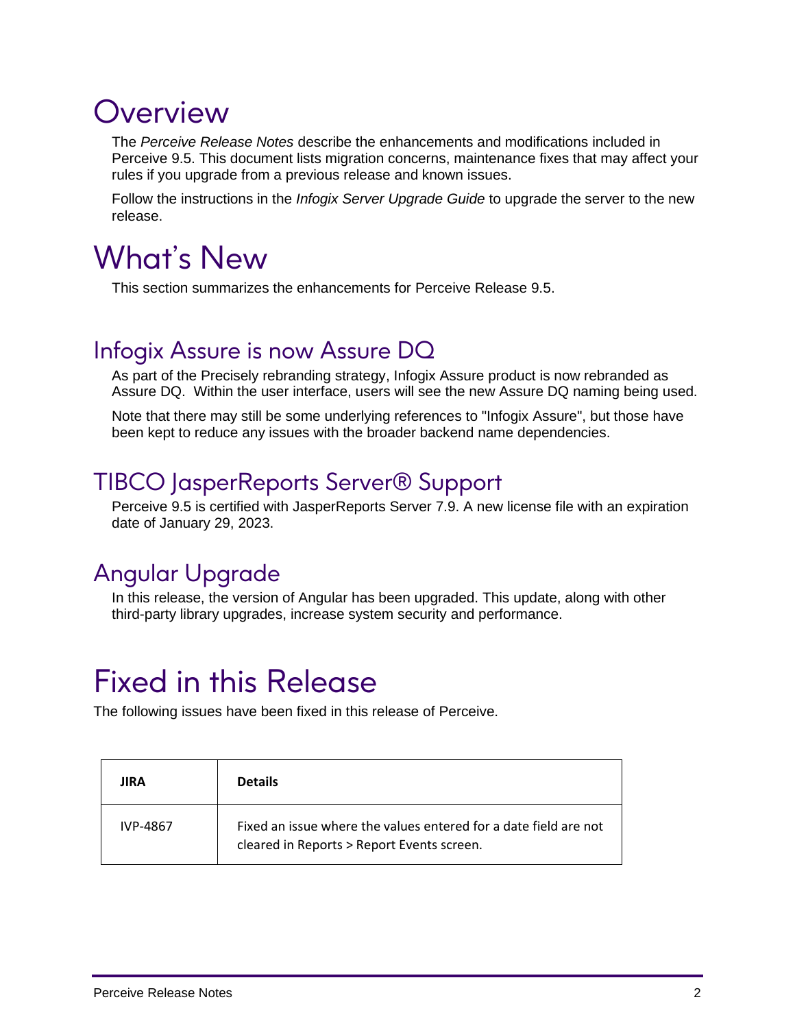# Overview

The *Perceive Release Notes* describe the enhancements and modifications included in Perceive 9.5. This document lists migration concerns, maintenance fixes that may affect your rules if you upgrade from a previous release and known issues.

Follow the instructions in the *Infogix Server Upgrade Guide* to upgrade the server to the new release.

# What's New

This section summarizes the enhancements for Perceive Release 9.5.

## Infogix Assure is now Assure DQ

As part of the Precisely rebranding strategy, Infogix Assure product is now rebranded as Assure DQ. Within the user interface, users will see the new Assure DQ naming being used.

Note that there may still be some underlying references to "Infogix Assure", but those have been kept to reduce any issues with the broader backend name dependencies.

## TIBCO JasperReports Server® Support

Perceive 9.5 is certified with JasperReports Server 7.9. A new license file with an expiration date of January 29, 2023.

## Angular Upgrade

In this release, the version of Angular has been upgraded. This update, along with other third-party library upgrades, increase system security and performance.

# Fixed in this Release

The following issues have been fixed in this release of Perceive.

| JIRA | Details |
|---|---|
| IVP-4867 | Fixed an issue where the values entered for a date field are not cleared in Reports > Report Events screen. |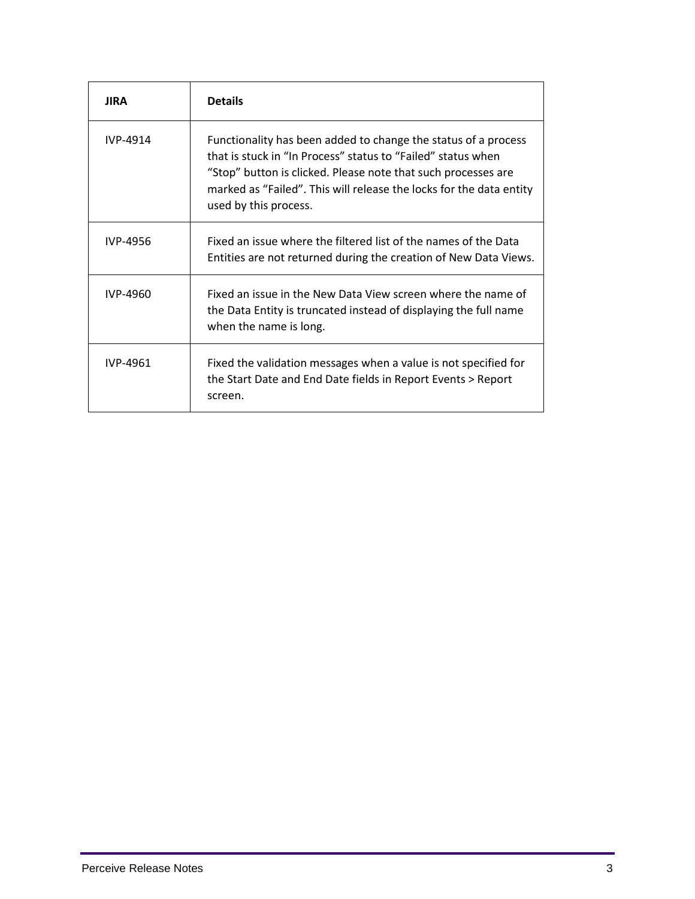| JIRA | Details |
| --- | --- |
| IVP-4914 | Functionality has been added to change the status of a process that is stuck in "In Process" status to "Failed" status when "Stop" button is clicked. Please note that such processes are marked as "Failed". This will release the locks for the data entity used by this process. |
| IVP-4956 | Fixed an issue where the filtered list of the names of the Data Entities are not returned during the creation of New Data Views. |
| IVP-4960 | Fixed an issue in the New Data View screen where the name of the Data Entity is truncated instead of displaying the full name when the name is long. |
| IVP-4961 | Fixed the validation messages when a value is not specified for the Start Date and End Date fields in Report Events > Report screen. |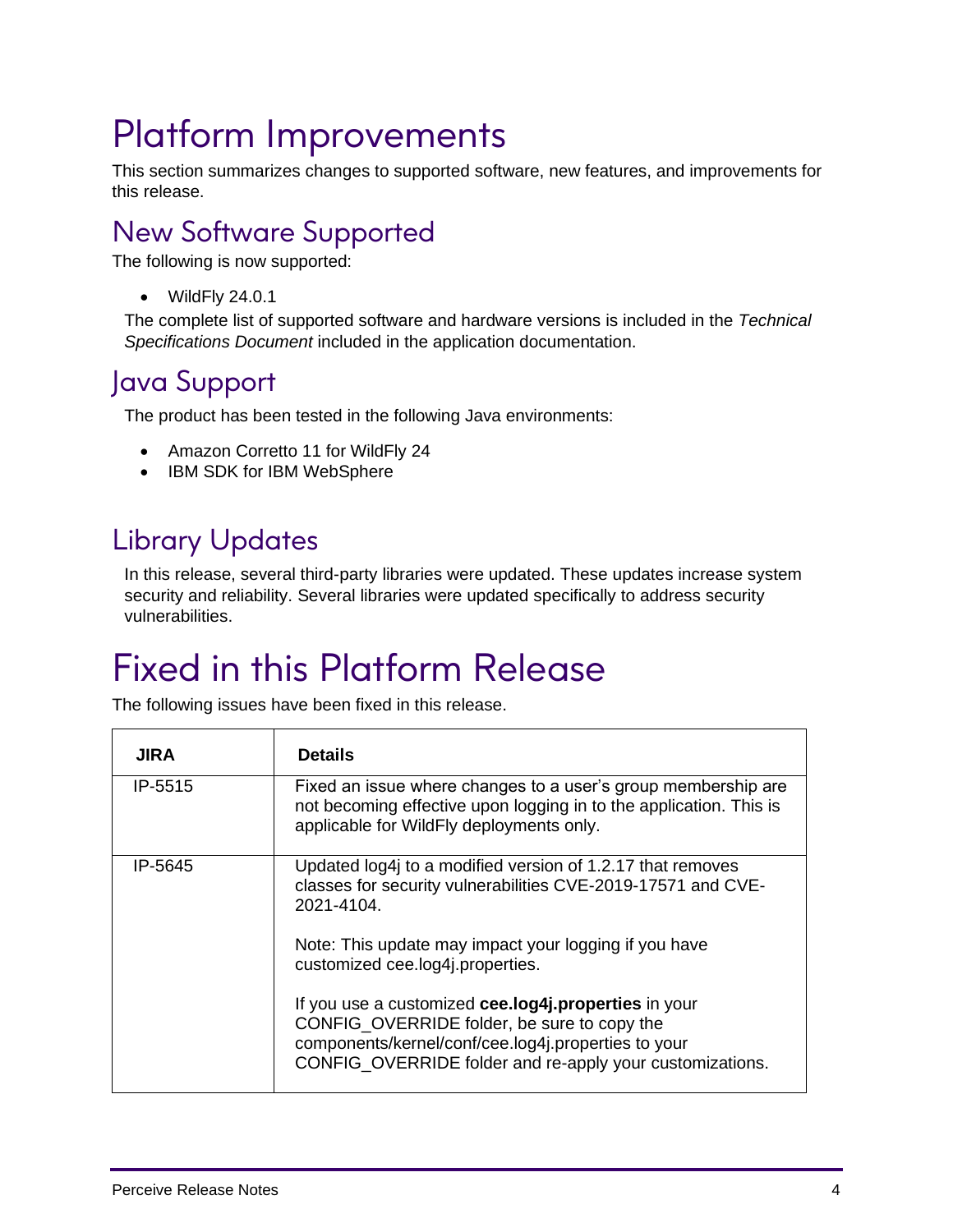# Platform Improvements

This section summarizes changes to supported software, new features, and improvements for this release.

## New Software Supported

The following is now supported:

- WildFly 24.0.1

The complete list of supported software and hardware versions is included in the *Technical Specifications Document* included in the application documentation.

## Java Support

The product has been tested in the following Java environments:

- Amazon Corretto 11 for WildFly 24
- IBM SDK for IBM WebSphere

## Library Updates

In this release, several third-party libraries were updated. These updates increase system security and reliability. Several libraries were updated specifically to address security vulnerabilities.

# Fixed in this Platform Release

The following issues have been fixed in this release.

| JIRA | Details |
|---|---|
| IP-5515 | Fixed an issue where changes to a user's group membership are not becoming effective upon logging in to the application. This is applicable for WildFly deployments only. |
| IP-5645 | Updated log4j to a modified version of 1.2.17 that removes classes for security vulnerabilities CVE-2019-17571 and CVE-2021-4104.<br><br>Note: This update may impact your logging if you have customized cee.log4j.properties.<br><br>If you use a customized **cee.log4j.properties** in your CONFIG_OVERRIDE folder, be sure to copy the components/kernel/conf/cee.log4j.properties to your CONFIG_OVERRIDE folder and re-apply your customizations. |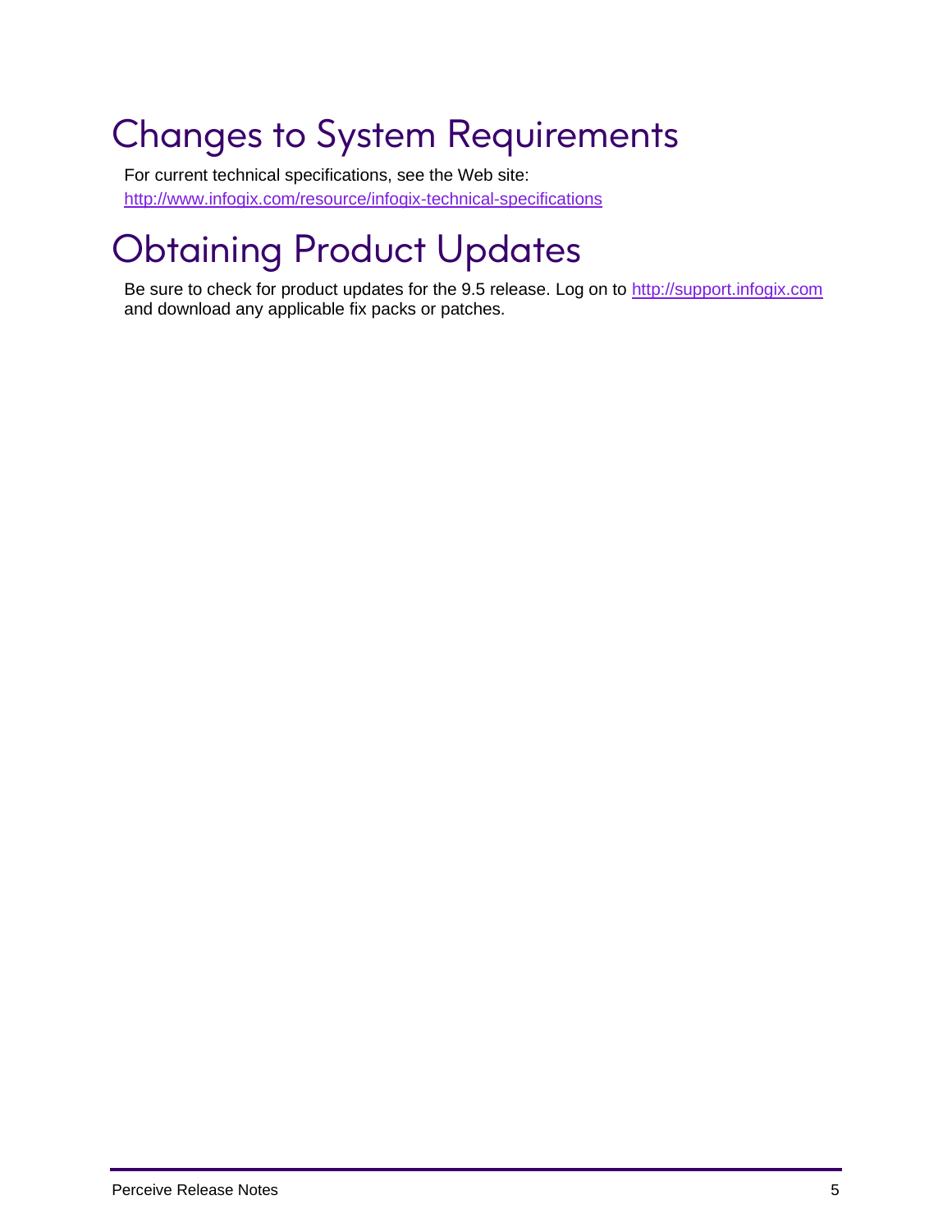# Changes to System Requirements

For current technical specifications, see the Web site:
http://www.infogix.com/resource/infogix-technical-specifications

# Obtaining Product Updates

Be sure to check for product updates for the 9.5 release. Log on to http://support.infogix.com and download any applicable fix packs or patches.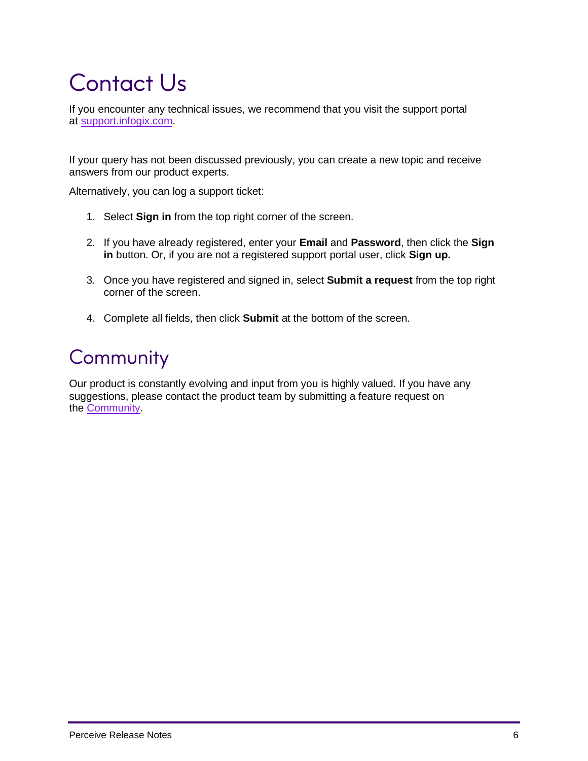# Contact Us

If you encounter any technical issues, we recommend that you visit the support portal at [support.infogix.com](support.infogix.com).

If your query has not been discussed previously, you can create a new topic and receive answers from our product experts.

Alternatively, you can log a support ticket:

1. Select **Sign in** from the top right corner of the screen.

2. If you have already registered, enter your **Email** and **Password**, then click the **Sign in** button. Or, if you are not a registered support portal user, click **Sign up.**

3. Once you have registered and signed in, select **Submit a request** from the top right corner of the screen.

4. Complete all fields, then click **Submit** at the bottom of the screen.

# Community

Our product is constantly evolving and input from you is highly valued. If you have any suggestions, please contact the product team by submitting a feature request on the Community.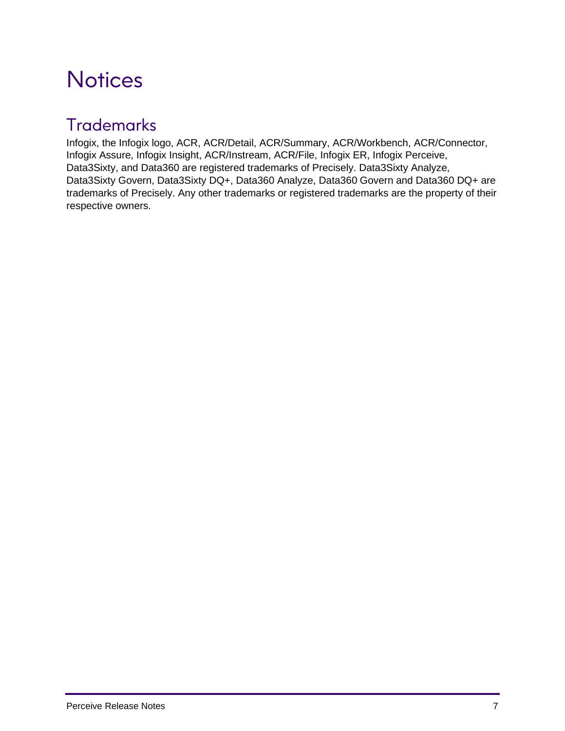# Notices

## Trademarks

Infogix, the Infogix logo, ACR, ACR/Detail, ACR/Summary, ACR/Workbench, ACR/Connector, Infogix Assure, Infogix Insight, ACR/Instream, ACR/File, Infogix ER, Infogix Perceive, Data3Sixty, and Data360 are registered trademarks of Precisely. Data3Sixty Analyze, Data3Sixty Govern, Data3Sixty DQ+, Data360 Analyze, Data360 Govern and Data360 DQ+ are trademarks of Precisely. Any other trademarks or registered trademarks are the property of their respective owners.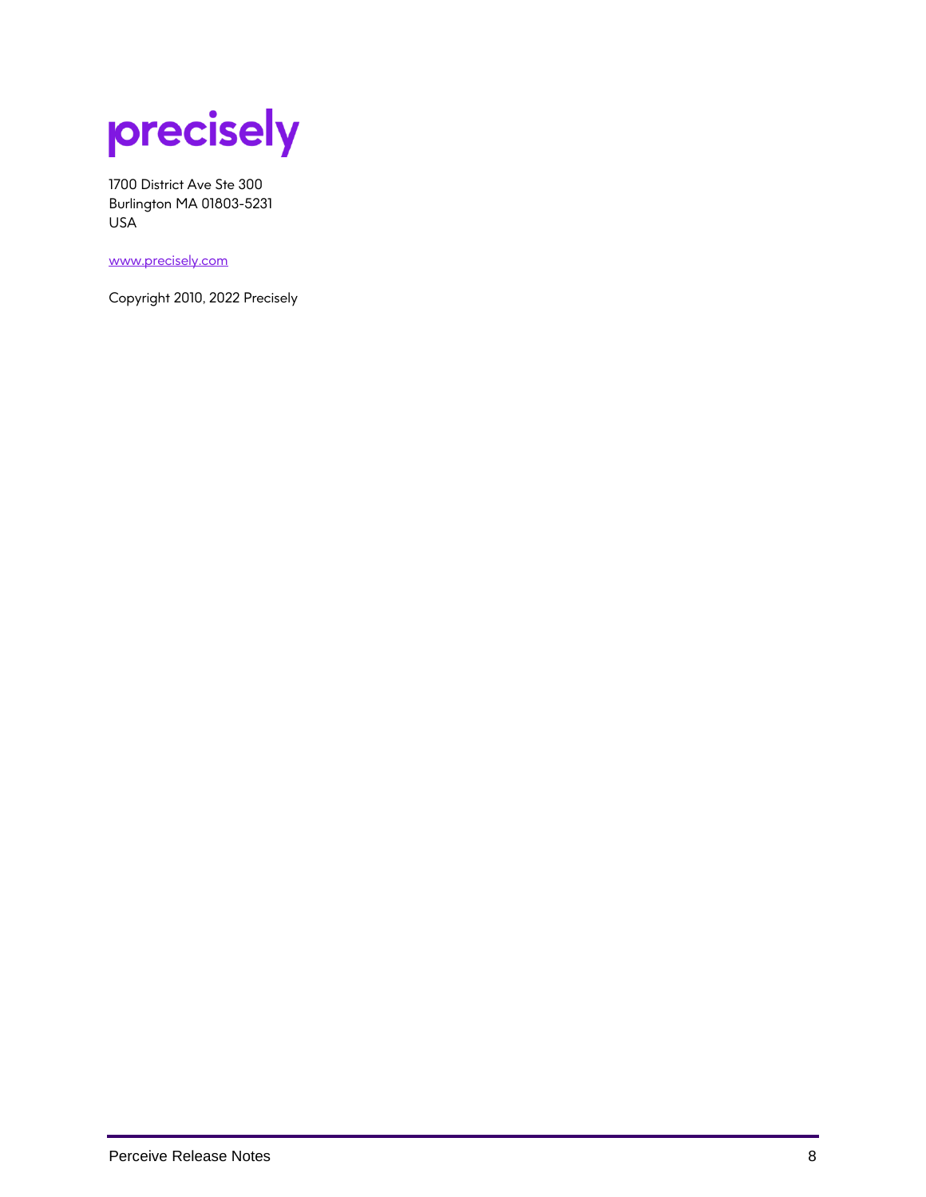precisely

1700 District Ave Ste 300
Burlington MA 01803-5231
USA

[www.precisely.com](http://www.precisely.com)

Copyright 2010, 2022 Precisely